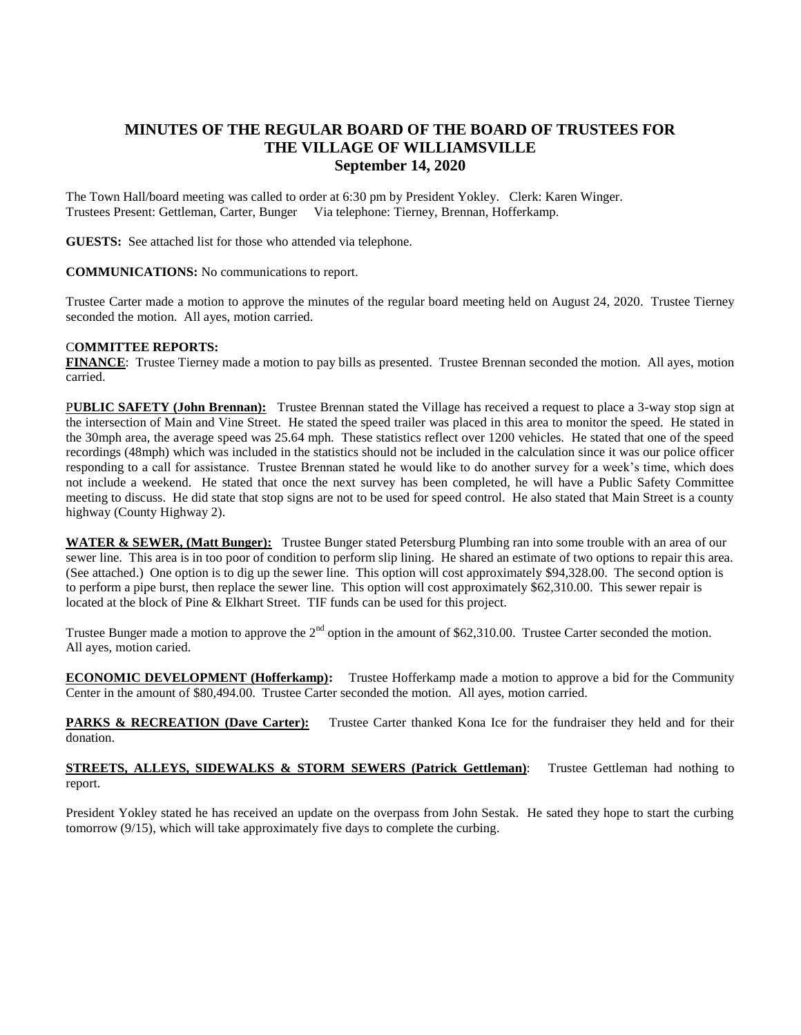# MINUTES OF THE REGULAR BOARD OF THE BOARD OF TRUSTEES FOR THE VILLAGE OF WILLIAMSVILLE
## September 14, 2020

The Town Hall/board meeting was called to order at 6:30 pm by President Yokley. Clerk: Karen Winger.
Trustees Present: Gettleman, Carter, Bunger Via telephone: Tierney, Brennan, Hofferkamp.

**GUESTS:** See attached list for those who attended via telephone.

**COMMUNICATIONS:** No communications to report.

Trustee Carter made a motion to approve the minutes of the regular board meeting held on August 24, 2020. Trustee Tierney seconded the motion. All ayes, motion carried.

**COMMITTEE REPORTS:**

**FINANCE**: Trustee Tierney made a motion to pay bills as presented. Trustee Brennan seconded the motion. All ayes, motion carried.

**PUBLIC SAFETY (John Brennan):** Trustee Brennan stated the Village has received a request to place a 3-way stop sign at the intersection of Main and Vine Street. He stated the speed trailer was placed in this area to monitor the speed. He stated in the 30mph area, the average speed was 25.64 mph. These statistics reflect over 1200 vehicles. He stated that one of the speed recordings (48mph) which was included in the statistics should not be included in the calculation since it was our police officer responding to a call for assistance. Trustee Brennan stated he would like to do another survey for a week's time, which does not include a weekend. He stated that once the next survey has been completed, he will have a Public Safety Committee meeting to discuss. He did state that stop signs are not to be used for speed control. He also stated that Main Street is a county highway (County Highway 2).

**WATER & SEWER, (Matt Bunger):** Trustee Bunger stated Petersburg Plumbing ran into some trouble with an area of our sewer line. This area is in too poor of condition to perform slip lining. He shared an estimate of two options to repair this area. (See attached.) One option is to dig up the sewer line. This option will cost approximately $94,328.00. The second option is to perform a pipe burst, then replace the sewer line. This option will cost approximately $62,310.00. This sewer repair is located at the block of Pine & Elkhart Street. TIF funds can be used for this project.

Trustee Bunger made a motion to approve the 2nd option in the amount of $62,310.00. Trustee Carter seconded the motion. All ayes, motion caried.

**ECONOMIC DEVELOPMENT (Hofferkamp):** Trustee Hofferkamp made a motion to approve a bid for the Community Center in the amount of $80,494.00. Trustee Carter seconded the motion. All ayes, motion carried.

**PARKS & RECREATION (Dave Carter):** Trustee Carter thanked Kona Ice for the fundraiser they held and for their donation.

**STREETS, ALLEYS, SIDEWALKS & STORM SEWERS (Patrick Gettleman)**: Trustee Gettleman had nothing to report.

President Yokley stated he has received an update on the overpass from John Sestak. He sated they hope to start the curbing tomorrow (9/15), which will take approximately five days to complete the curbing.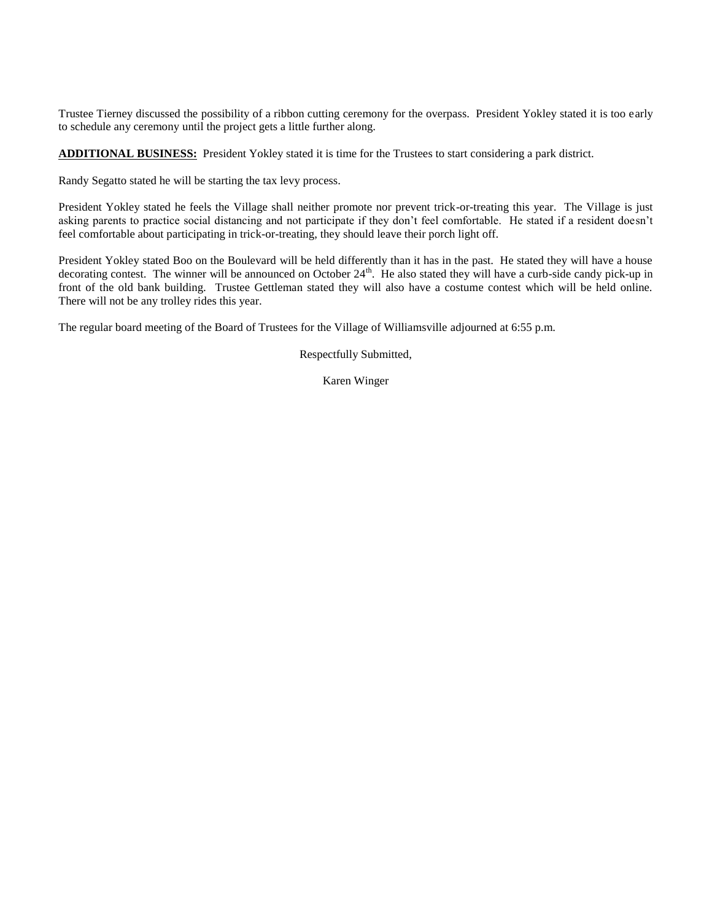Trustee Tierney discussed the possibility of a ribbon cutting ceremony for the overpass. President Yokley stated it is too early to schedule any ceremony until the project gets a little further along.

**ADDITIONAL BUSINESS:** President Yokley stated it is time for the Trustees to start considering a park district.

Randy Segatto stated he will be starting the tax levy process.

President Yokley stated he feels the Village shall neither promote nor prevent trick-or-treating this year. The Village is just asking parents to practice social distancing and not participate if they don't feel comfortable. He stated if a resident doesn't feel comfortable about participating in trick-or-treating, they should leave their porch light off.

President Yokley stated Boo on the Boulevard will be held differently than it has in the past. He stated they will have a house decorating contest. The winner will be announced on October 24th. He also stated they will have a curb-side candy pick-up in front of the old bank building. Trustee Gettleman stated they will also have a costume contest which will be held online. There will not be any trolley rides this year.

The regular board meeting of the Board of Trustees for the Village of Williamsville adjourned at 6:55 p.m.

Respectfully Submitted,

Karen Winger